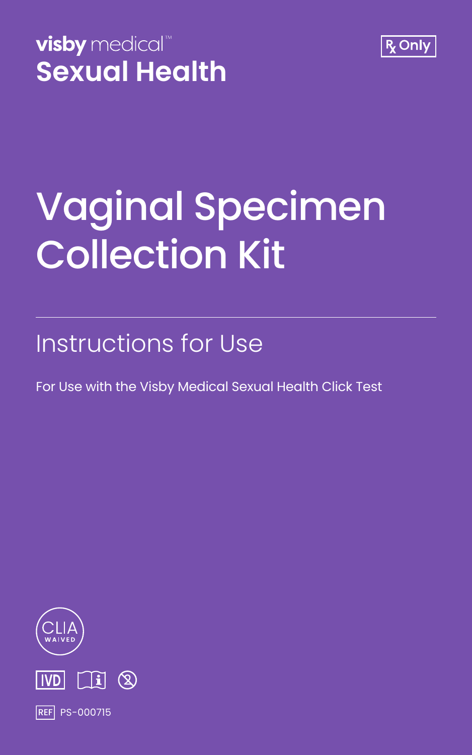visby medical™

**Sexual Health**

℞ Only

# Vaginal Specimen Collection Kit

---

## Instructions for Use

For Use with the Visby Medical Sexual Health Click Test

CLIA WAIVED

IVD

REF PS-000715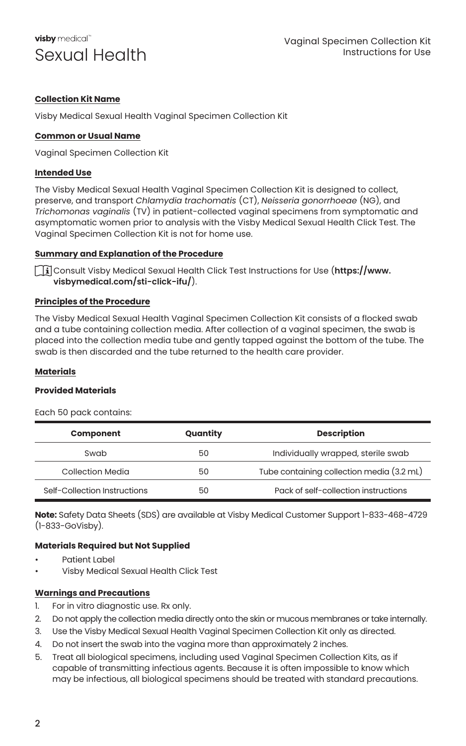**visby** medical™

# Sexual Health

Vaginal Specimen Collection Kit
Instructions for Use

## Collection Kit Name

Visby Medical Sexual Health Vaginal Specimen Collection Kit

## Common or Usual Name

Vaginal Specimen Collection Kit

## Intended Use

The Visby Medical Sexual Health Vaginal Specimen Collection Kit is designed to collect, preserve, and transport *Chlamydia trachomatis* (CT), *Neisseria gonorrhoeae* (NG), and *Trichomonas vaginalis* (TV) in patient-collected vaginal specimens from symptomatic and asymptomatic women prior to analysis with the Visby Medical Sexual Health Click Test. The Vaginal Specimen Collection Kit is not for home use.

## Summary and Explanation of the Procedure

Consult Visby Medical Sexual Health Click Test Instructions for Use (**https://www.visbymedical.com/sti-click-ifu/**).

## Principles of the Procedure

The Visby Medical Sexual Health Vaginal Specimen Collection Kit consists of a flocked swab and a tube containing collection media. After collection of a vaginal specimen, the swab is placed into the collection media tube and gently tapped against the bottom of the tube. The swab is then discarded and the tube returned to the health care provider.

## Materials

### Provided Materials

Each 50 pack contains:

| Component | Quantity | Description |
|---|---|---|
| Swab | 50 | Individually wrapped, sterile swab |
| Collection Media | 50 | Tube containing collection media (3.2 mL) |
| Self-Collection Instructions | 50 | Pack of self-collection instructions |

**Note:** Safety Data Sheets (SDS) are available at Visby Medical Customer Support 1-833-468-4729 (1-833-GoVisby).

### Materials Required but Not Supplied

- Patient Label
- Visby Medical Sexual Health Click Test

## Warnings and Precautions

1. For in vitro diagnostic use. Rx only.
2. Do not apply the collection media directly onto the skin or mucous membranes or take internally.
3. Use the Visby Medical Sexual Health Vaginal Specimen Collection Kit only as directed.
4. Do not insert the swab into the vagina more than approximately 2 inches.
5. Treat all biological specimens, including used Vaginal Specimen Collection Kits, as if capable of transmitting infectious agents. Because it is often impossible to know which may be infectious, all biological specimens should be treated with standard precautions.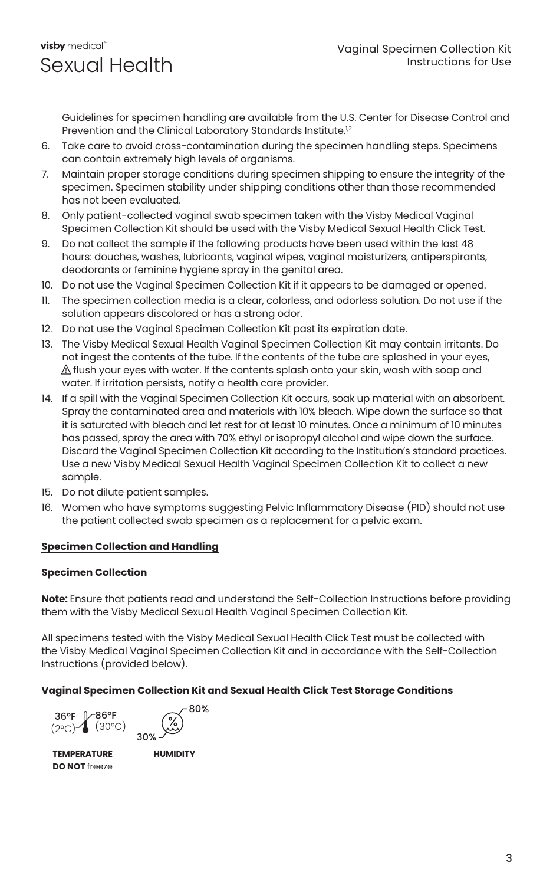Guidelines for specimen handling are available from the U.S. Center for Disease Control and Prevention and the Clinical Laboratory Standards Institute.[1,2]

6. Take care to avoid cross-contamination during the specimen handling steps. Specimens can contain extremely high levels of organisms.
7. Maintain proper storage conditions during specimen shipping to ensure the integrity of the specimen. Specimen stability under shipping conditions other than those recommended has not been evaluated.
8. Only patient-collected vaginal swab specimen taken with the Visby Medical Vaginal Specimen Collection Kit should be used with the Visby Medical Sexual Health Click Test.
9. Do not collect the sample if the following products have been used within the last 48 hours: douches, washes, lubricants, vaginal wipes, vaginal moisturizers, antiperspirants, deodorants or feminine hygiene spray in the genital area.
10. Do not use the Vaginal Specimen Collection Kit if it appears to be damaged or opened.
11. The specimen collection media is a clear, colorless, and odorless solution. Do not use if the solution appears discolored or has a strong odor.
12. Do not use the Vaginal Specimen Collection Kit past its expiration date.
13. The Visby Medical Sexual Health Vaginal Specimen Collection Kit may contain irritants. Do not ingest the contents of the tube. If the contents of the tube are splashed in your eyes, ⚠ flush your eyes with water. If the contents splash onto your skin, wash with soap and water. If irritation persists, notify a health care provider.
14. If a spill with the Vaginal Specimen Collection Kit occurs, soak up material with an absorbent. Spray the contaminated area and materials with 10% bleach. Wipe down the surface so that it is saturated with bleach and let rest for at least 10 minutes. Once a minimum of 10 minutes has passed, spray the area with 70% ethyl or isopropyl alcohol and wipe down the surface. Discard the Vaginal Specimen Collection Kit according to the Institution's standard practices. Use a new Visby Medical Sexual Health Vaginal Specimen Collection Kit to collect a new sample.
15. Do not dilute patient samples.
16. Women who have symptoms suggesting Pelvic Inflammatory Disease (PID) should not use the patient collected swab specimen as a replacement for a pelvic exam.

## Specimen Collection and Handling

### Specimen Collection

**Note:** Ensure that patients read and understand the Self-Collection Instructions before providing them with the Visby Medical Sexual Health Vaginal Specimen Collection Kit.

All specimens tested with the Visby Medical Sexual Health Click Test must be collected with the Visby Medical Vaginal Specimen Collection Kit and in accordance with the Self-Collection Instructions (provided below).

### Vaginal Specimen Collection Kit and Sexual Health Click Test Storage Conditions

36°F (2°C) – 86°F (30°C)

**TEMPERATURE**
**DO NOT** freeze

30% – 80%

**HUMIDITY**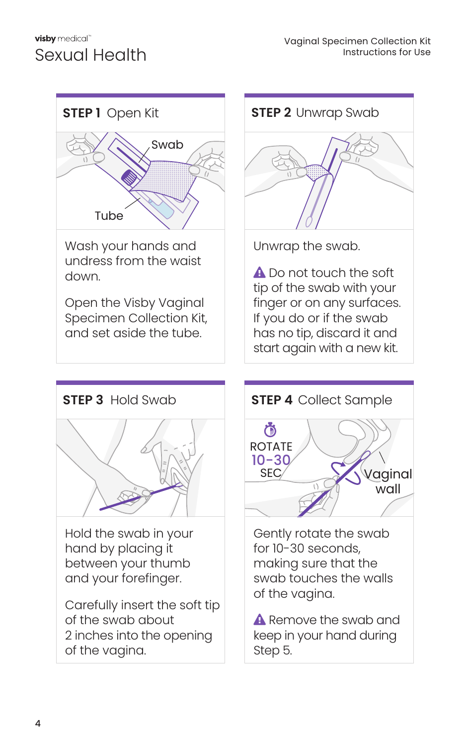visby medical™

# Sexual Health

Vaginal Specimen Collection Kit
Instructions for Use

## STEP 1 Open Kit

Swab

Tube

Wash your hands and undress from the waist down.

Open the Visby Vaginal Specimen Collection Kit, and set aside the tube.

## STEP 2 Unwrap Swab

Unwrap the swab.

⚠ Do not touch the soft tip of the swab with your finger or on any surfaces. If you do or if the swab has no tip, discard it and start again with a new kit.

## STEP 3 Hold Swab

Hold the swab in your hand by placing it between your thumb and your forefinger.

Carefully insert the soft tip of the swab about 2 inches into the opening of the vagina.

## STEP 4 Collect Sample

ROTATE
10-30
SEC

Vaginal wall

Gently rotate the swab for 10-30 seconds, making sure that the swab touches the walls of the vagina.

⚠ Remove the swab and keep in your hand during Step 5.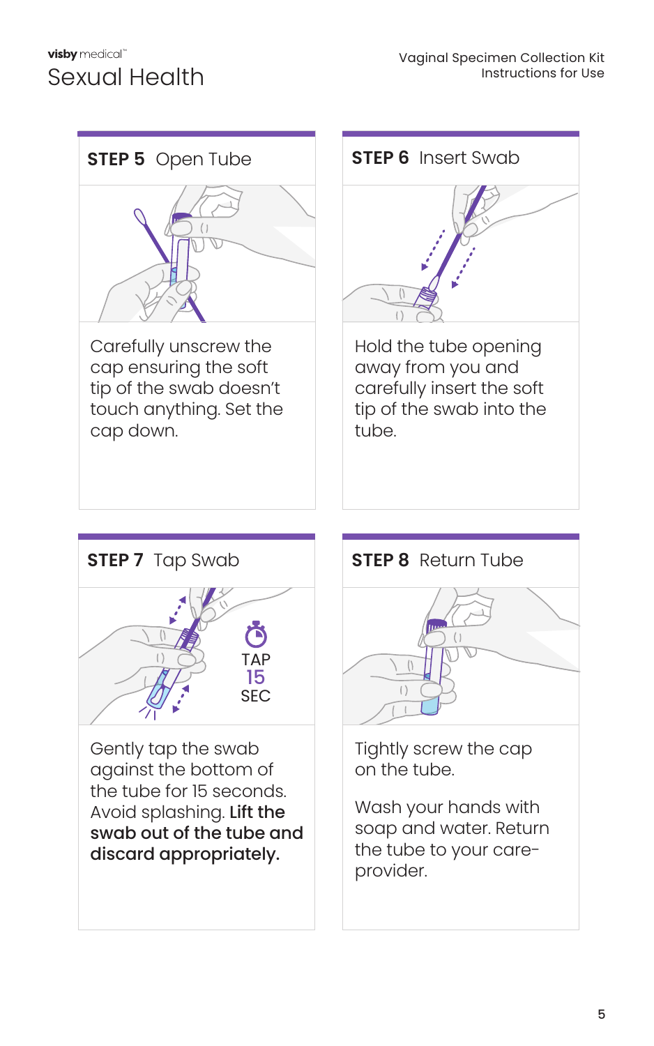## STEP 5 Open Tube

Carefully unscrew the cap ensuring the soft tip of the swab doesn't touch anything. Set the cap down.

## STEP 6 Insert Swab

Hold the tube opening away from you and carefully insert the soft tip of the swab into the tube.

## STEP 7 Tap Swab

TAP 15 SEC

Gently tap the swab against the bottom of the tube for 15 seconds. Avoid splashing. **Lift the swab out of the tube and discard appropriately.**

## STEP 8 Return Tube

Tightly screw the cap on the tube.

Wash your hands with soap and water. Return the tube to your care-provider.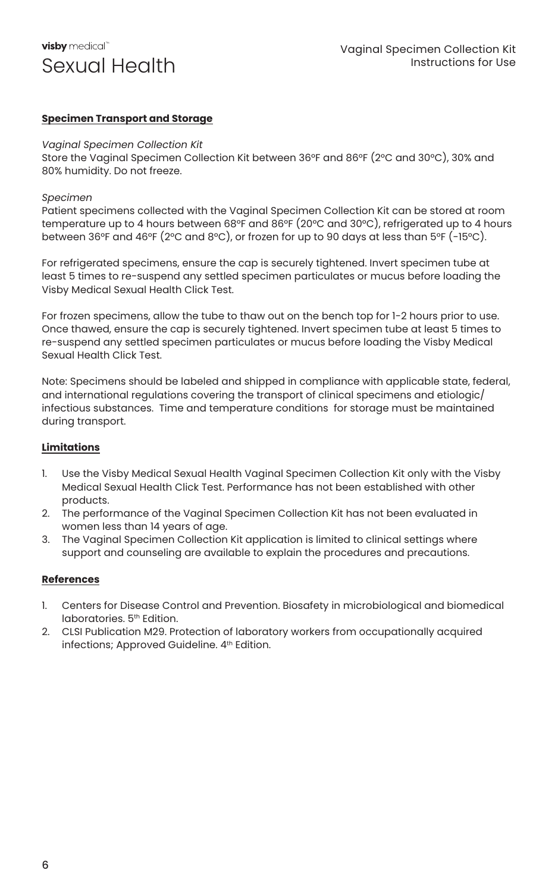#### **Specimen Transport and Storage**

*Vaginal Specimen Collection Kit*
Store the Vaginal Specimen Collection Kit between 36°F and 86°F (2°C and 30°C), 30% and 80% humidity. Do not freeze.

*Specimen*
Patient specimens collected with the Vaginal Specimen Collection Kit can be stored at room temperature up to 4 hours between 68°F and 86°F (20°C and 30°C), refrigerated up to 4 hours between 36°F and 46°F (2°C and 8°C), or frozen for up to 90 days at less than 5°F (-15°C).

For refrigerated specimens, ensure the cap is securely tightened. Invert specimen tube at least 5 times to re-suspend any settled specimen particulates or mucus before loading the Visby Medical Sexual Health Click Test.

For frozen specimens, allow the tube to thaw out on the bench top for 1-2 hours prior to use. Once thawed, ensure the cap is securely tightened. Invert specimen tube at least 5 times to re-suspend any settled specimen particulates or mucus before loading the Visby Medical Sexual Health Click Test.

Note: Specimens should be labeled and shipped in compliance with applicable state, federal, and international regulations covering the transport of clinical specimens and etiologic/infectious substances. Time and temperature conditions for storage must be maintained during transport.

#### **Limitations**

1. Use the Visby Medical Sexual Health Vaginal Specimen Collection Kit only with the Visby Medical Sexual Health Click Test. Performance has not been established with other products.
2. The performance of the Vaginal Specimen Collection Kit has not been evaluated in women less than 14 years of age.
3. The Vaginal Specimen Collection Kit application is limited to clinical settings where support and counseling are available to explain the procedures and precautions.

#### **References**

1. Centers for Disease Control and Prevention. Biosafety in microbiological and biomedical laboratories. 5th Edition.
2. CLSI Publication M29. Protection of laboratory workers from occupationally acquired infections; Approved Guideline. 4th Edition.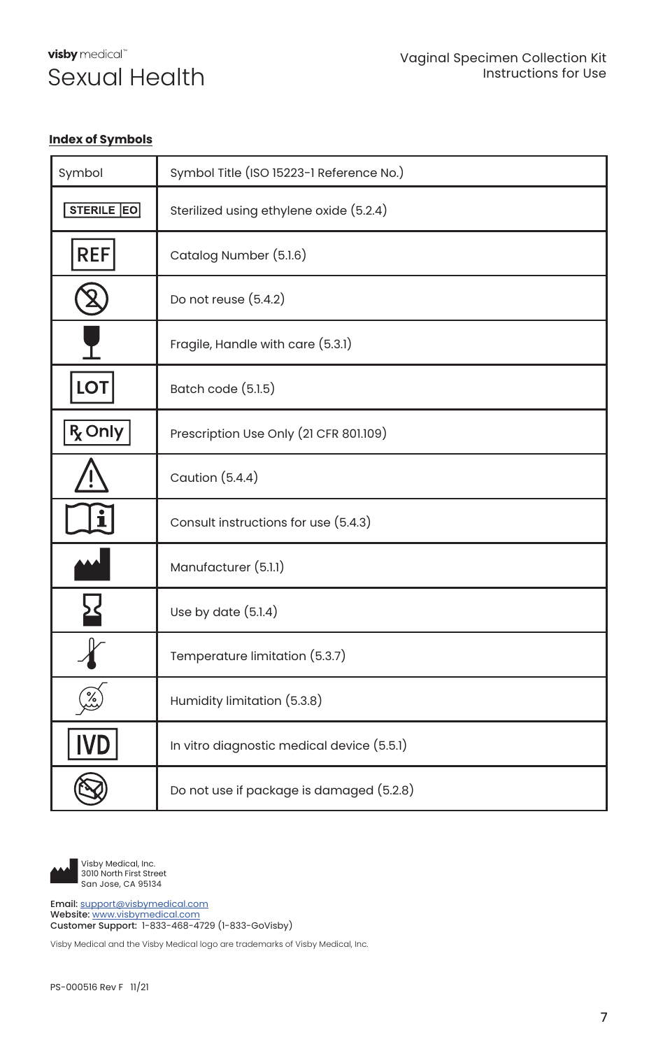**Index of Symbols**

| Symbol | Symbol Title (ISO 15223-1 Reference No.) |
| --- | --- |
| STERILE EO | Sterilized using ethylene oxide (5.2.4) |
| REF | Catalog Number (5.1.6) |
| | Do not reuse (5.4.2) |
| | Fragile, Handle with care (5.3.1) |
| LOT | Batch code (5.1.5) |
| ℞ Only | Prescription Use Only (21 CFR 801.109) |
| | Caution (5.4.4) |
| | Consult instructions for use (5.4.3) |
| | Manufacturer (5.1.1) |
| | Use by date (5.1.4) |
| | Temperature limitation (5.3.7) |
| | Humidity limitation (5.3.8) |
| IVD | In vitro diagnostic medical device (5.5.1) |
| | Do not use if package is damaged (5.2.8) |

Visby Medical, Inc.
3010 North First Street
San Jose, CA 95134

**Email:** support@visbymedical.com
**Website:** www.visbymedical.com
**Customer Support:** 1-833-468-4729 (1-833-GoVisby)

Visby Medical and the Visby Medical logo are trademarks of Visby Medical, Inc.

PS-000516 Rev F 11/21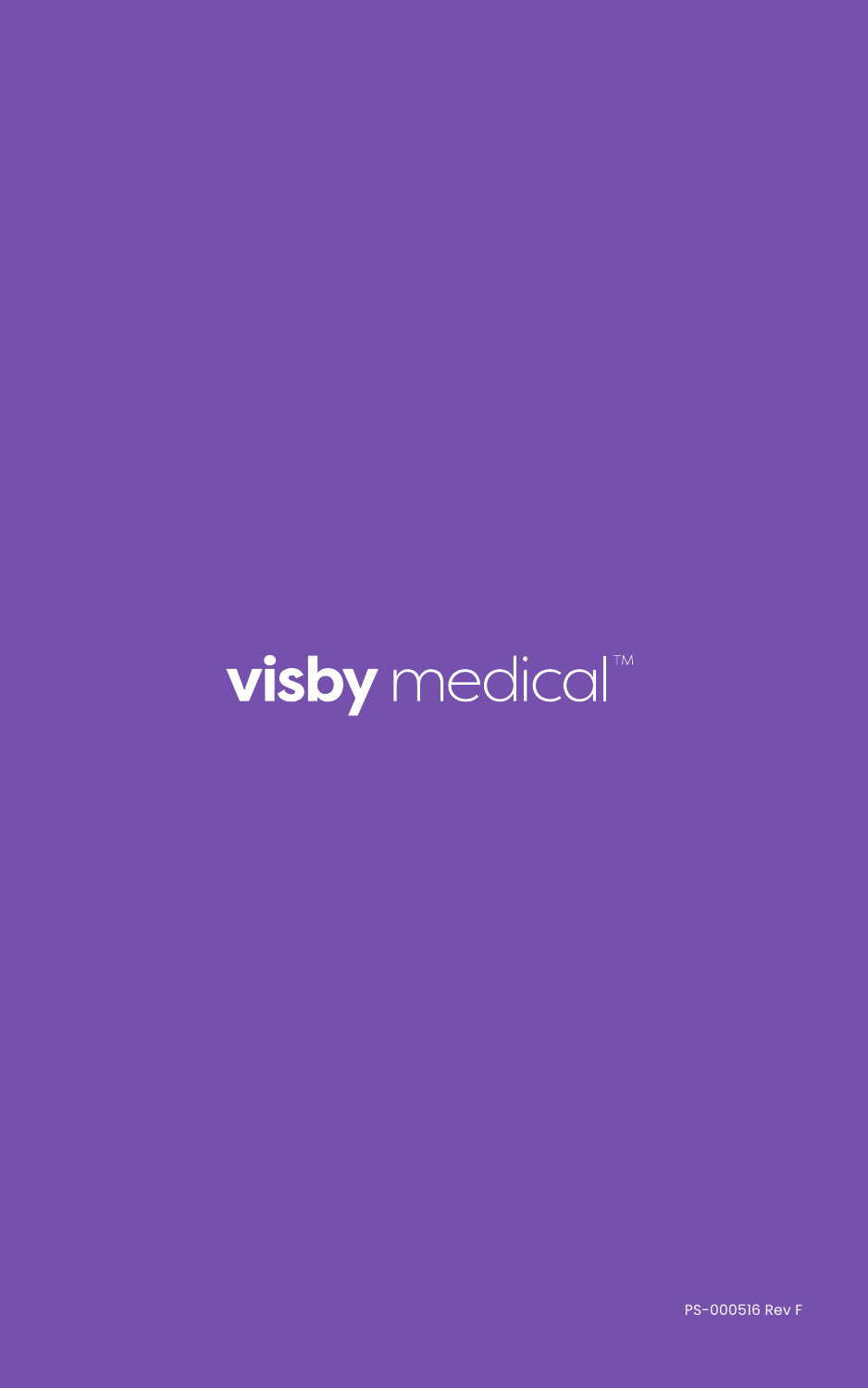visby medical™

PS-000516 Rev F